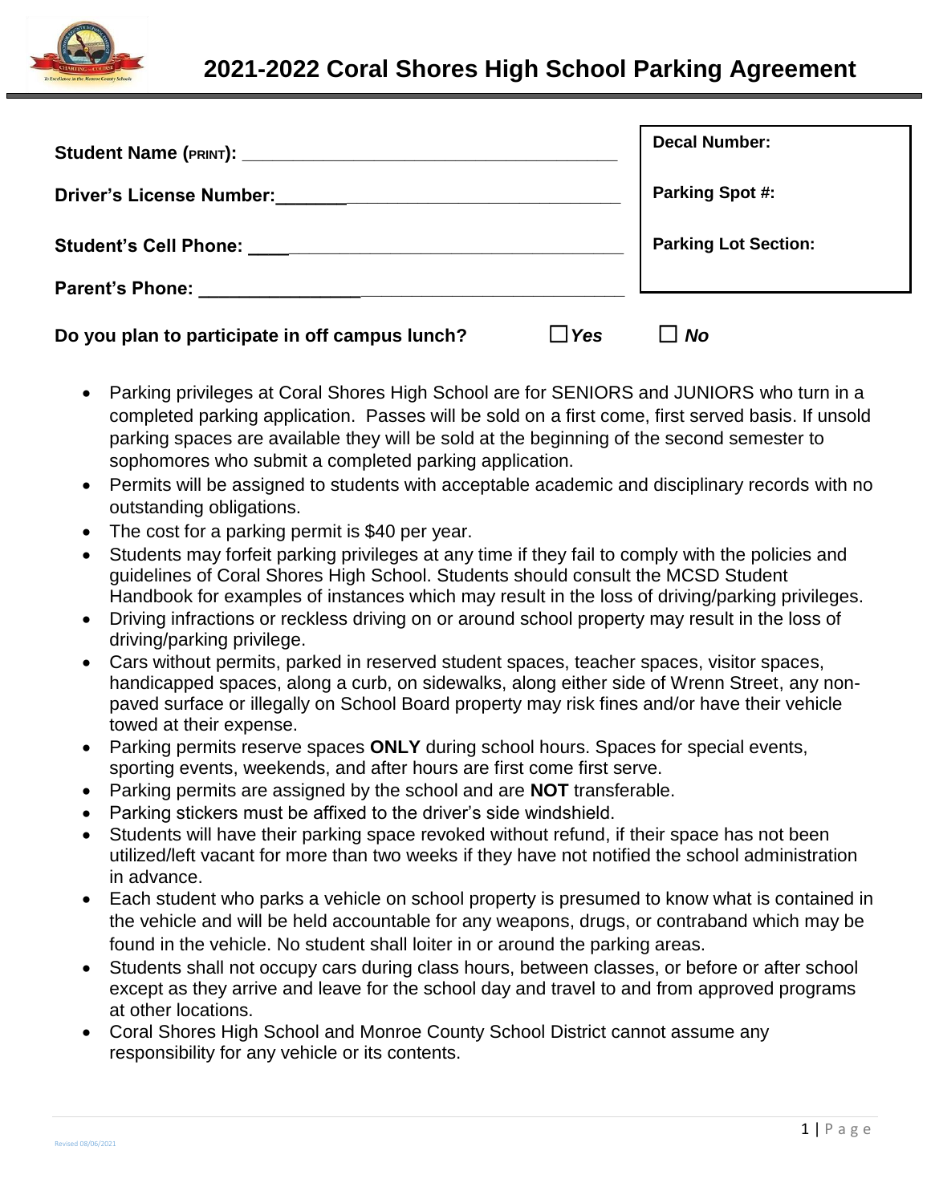# 2021-2022 Coral Shores High School Parking Agreement

**Student Name (PRINT):** ______________________________________

**Driver's License Number:** ______________________________________

**Student's Cell Phone:** ______________________________________

**Parent's Phone:** ______________________________________

| **Decal Number:** |
|---|
| **Parking Spot #:** |
| **Parking Lot Section:** |

**Do you plan to participate in off campus lunch?** ☐ ***Yes*** ☐ ***No***

- Parking privileges at Coral Shores High School are for SENIORS and JUNIORS who turn in a completed parking application. Passes will be sold on a first come, first served basis. If unsold parking spaces are available they will be sold at the beginning of the second semester to sophomores who submit a completed parking application.
- Permits will be assigned to students with acceptable academic and disciplinary records with no outstanding obligations.
- The cost for a parking permit is $40 per year.
- Students may forfeit parking privileges at any time if they fail to comply with the policies and guidelines of Coral Shores High School. Students should consult the MCSD Student Handbook for examples of instances which may result in the loss of driving/parking privileges.
- Driving infractions or reckless driving on or around school property may result in the loss of driving/parking privilege.
- Cars without permits, parked in reserved student spaces, teacher spaces, visitor spaces, handicapped spaces, along a curb, on sidewalks, along either side of Wrenn Street, any non-paved surface or illegally on School Board property may risk fines and/or have their vehicle towed at their expense.
- Parking permits reserve spaces **ONLY** during school hours. Spaces for special events, sporting events, weekends, and after hours are first come first serve.
- Parking permits are assigned by the school and are **NOT** transferable.
- Parking stickers must be affixed to the driver's side windshield.
- Students will have their parking space revoked without refund, if their space has not been utilized/left vacant for more than two weeks if they have not notified the school administration in advance.
- Each student who parks a vehicle on school property is presumed to know what is contained in the vehicle and will be held accountable for any weapons, drugs, or contraband which may be found in the vehicle. No student shall loiter in or around the parking areas.
- Students shall not occupy cars during class hours, between classes, or before or after school except as they arrive and leave for the school day and travel to and from approved programs at other locations.
- Coral Shores High School and Monroe County School District cannot assume any responsibility for any vehicle or its contents.

Revised 08/06/2021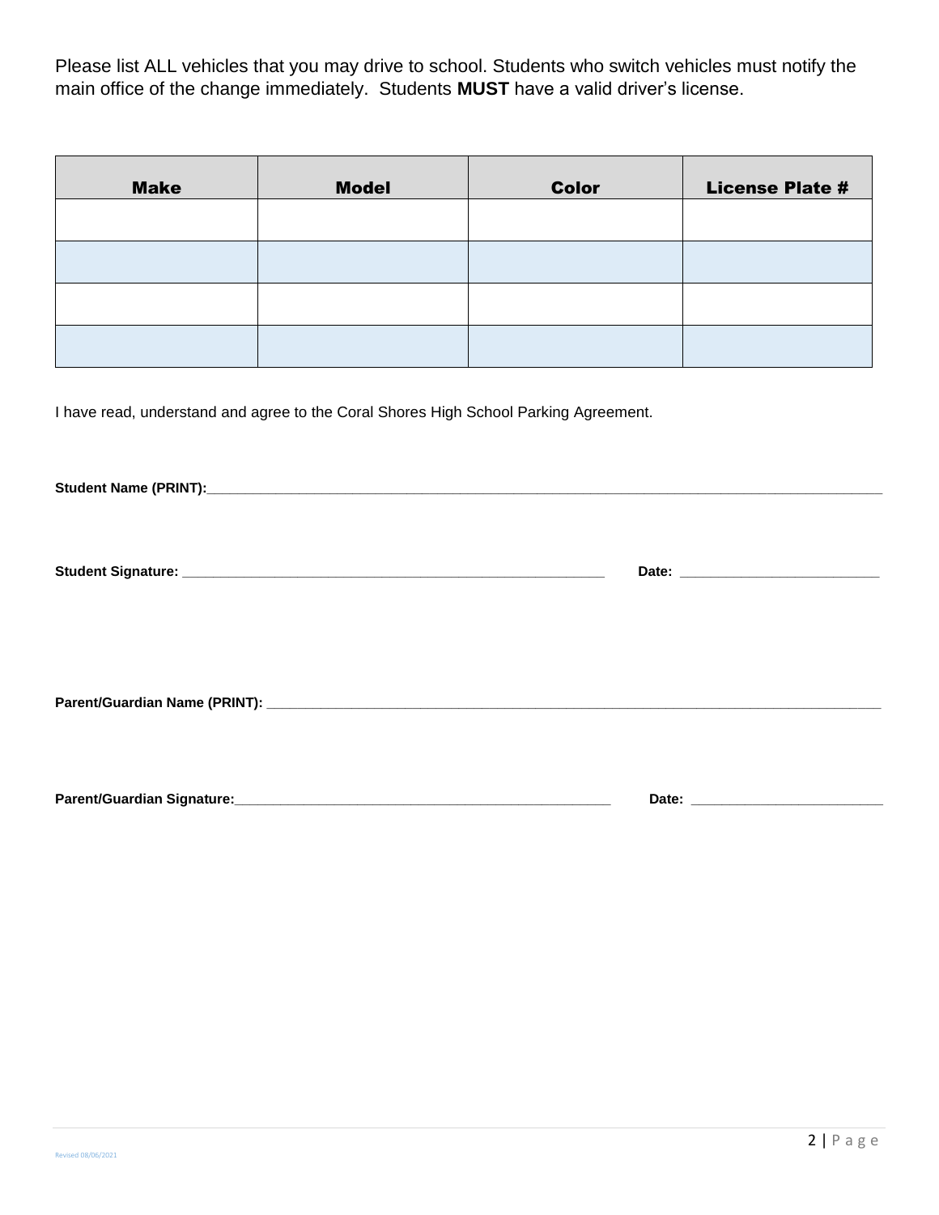Please list ALL vehicles that you may drive to school. Students who switch vehicles must notify the main office of the change immediately. Students **MUST** have a valid driver's license.

| **Make** | **Model** | **Color** | **License Plate #** |
|---|---|---|---|
| | | | |
| | | | |
| | | | |
| | | | |

I have read, understand and agree to the Coral Shores High School Parking Agreement.

**Student Name (PRINT):**___________________________________________________________________________

**Student Signature:** ___________________________________________ **Date:** ____________________

**Parent/Guardian Name (PRINT):** ___________________________________________________________________

**Parent/Guardian Signature:**_______________________________________ **Date:** ____________________

Revised 08/06/2021